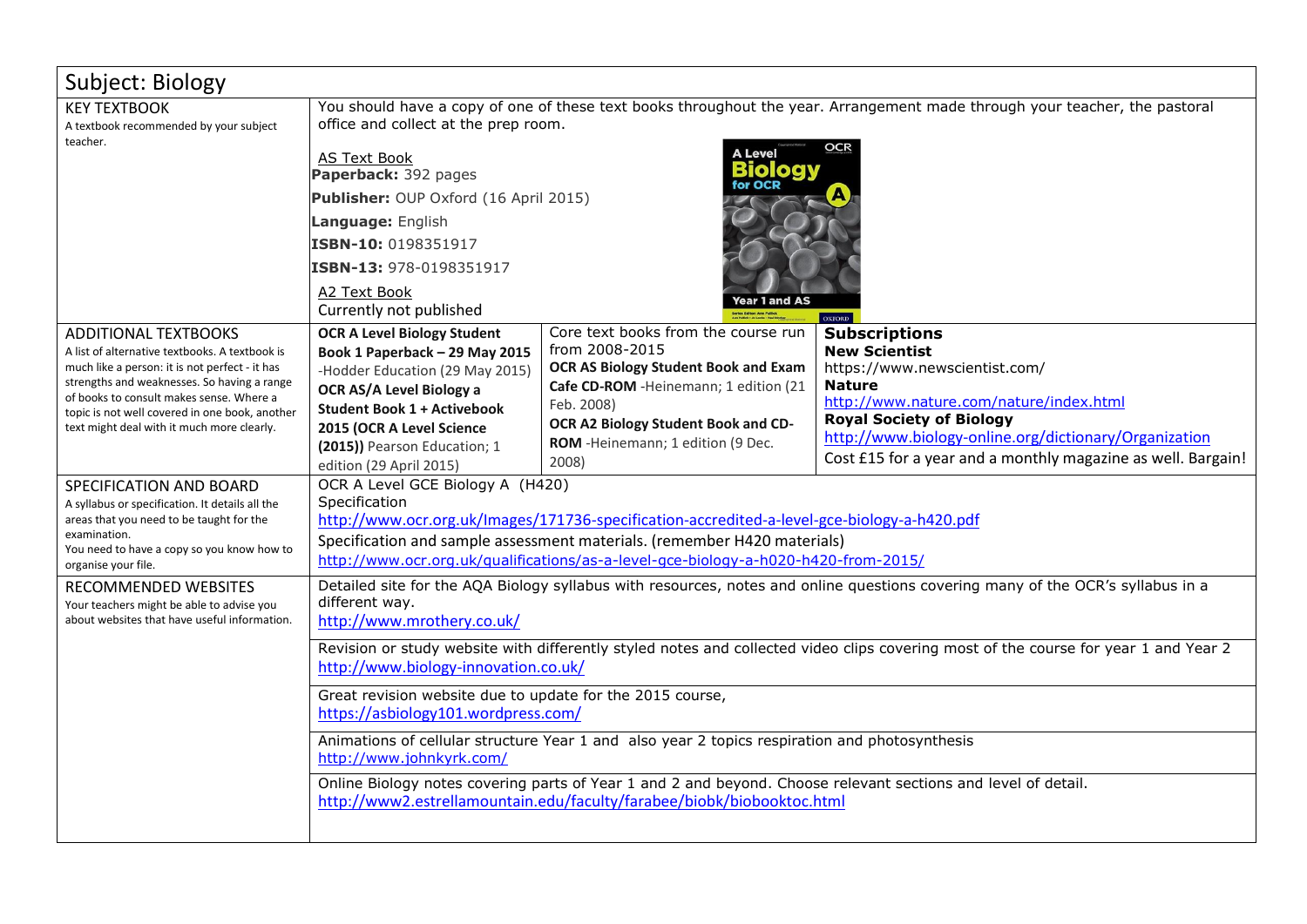# Subject: Biology

| | | | |
|---|---|---|---|
| **KEY TEXTBOOK**<br>A textbook recommended by your subject teacher. | You should have a copy of one of these text books throughout the year. Arrangement made through your teacher, the pastoral office and collect at the prep room.<br><br>AS Text Book<br>**Paperback:** 392 pages<br>**Publisher:** OUP Oxford (16 April 2015)<br>**Language:** English<br>**ISBN-10:** 0198351917<br>**ISBN-13:** 978-0198351917<br><br>A2 Text Book<br>Currently not published | | |
| **ADDITIONAL TEXTBOOKS**<br>A list of alternative textbooks. A textbook is much like a person: it is not perfect - it has strengths and weaknesses. So having a range of books to consult makes sense. Where a topic is not well covered in one book, another text might deal with it much more clearly. | **OCR A Level Biology Student Book 1 Paperback – 29 May 2015** -Hodder Education (29 May 2015)<br>**OCR AS/A Level Biology a Student Book 1 + Activebook 2015 (OCR A Level Science (2015))** Pearson Education; 1 edition (29 April 2015) | Core text books from the course run from 2008-2015<br>**OCR AS Biology Student Book and Exam Cafe CD-ROM** -Heinemann; 1 edition (21 Feb. 2008)<br>**OCR A2 Biology Student Book and CD-ROM** -Heinemann; 1 edition (9 Dec. 2008) | **Subscriptions**<br>**New Scientist**<br>https://www.newscientist.com/<br>**Nature**<br>http://www.nature.com/nature/index.html<br>**Royal Society of Biology**<br>http://www.biology-online.org/dictionary/Organization<br>Cost £15 for a year and a monthly magazine as well. Bargain! |
| **SPECIFICATION AND BOARD**<br>A syllabus or specification. It details all the areas that you need to be taught for the examination.<br>You need to have a copy so you know how to organise your file. | OCR A Level GCE Biology A (H420)<br>Specification<br>http://www.ocr.org.uk/Images/171736-specification-accredited-a-level-gce-biology-a-h420.pdf<br>Specification and sample assessment materials. (remember H420 materials)<br>http://www.ocr.org.uk/qualifications/as-a-level-gce-biology-a-h020-h420-from-2015/ | | |
| **RECOMMENDED WEBSITES**<br>Your teachers might be able to advise you about websites that have useful information. | Detailed site for the AQA Biology syllabus with resources, notes and online questions covering many of the OCR's syllabus in a different way.<br>http://www.mrothery.co.uk/ | | |
| | Revision or study website with differently styled notes and collected video clips covering most of the course for year 1 and Year 2<br>http://www.biology-innovation.co.uk/ | | |
| | Great revision website due to update for the 2015 course,<br>https://asbiology101.wordpress.com/ | | |
| | Animations of cellular structure Year 1 and also year 2 topics respiration and photosynthesis<br>http://www.johnkyrk.com/ | | |
| | Online Biology notes covering parts of Year 1 and 2 and beyond. Choose relevant sections and level of detail.<br>http://www2.estrellamountain.edu/faculty/farabee/biobk/biobooktoc.html | | |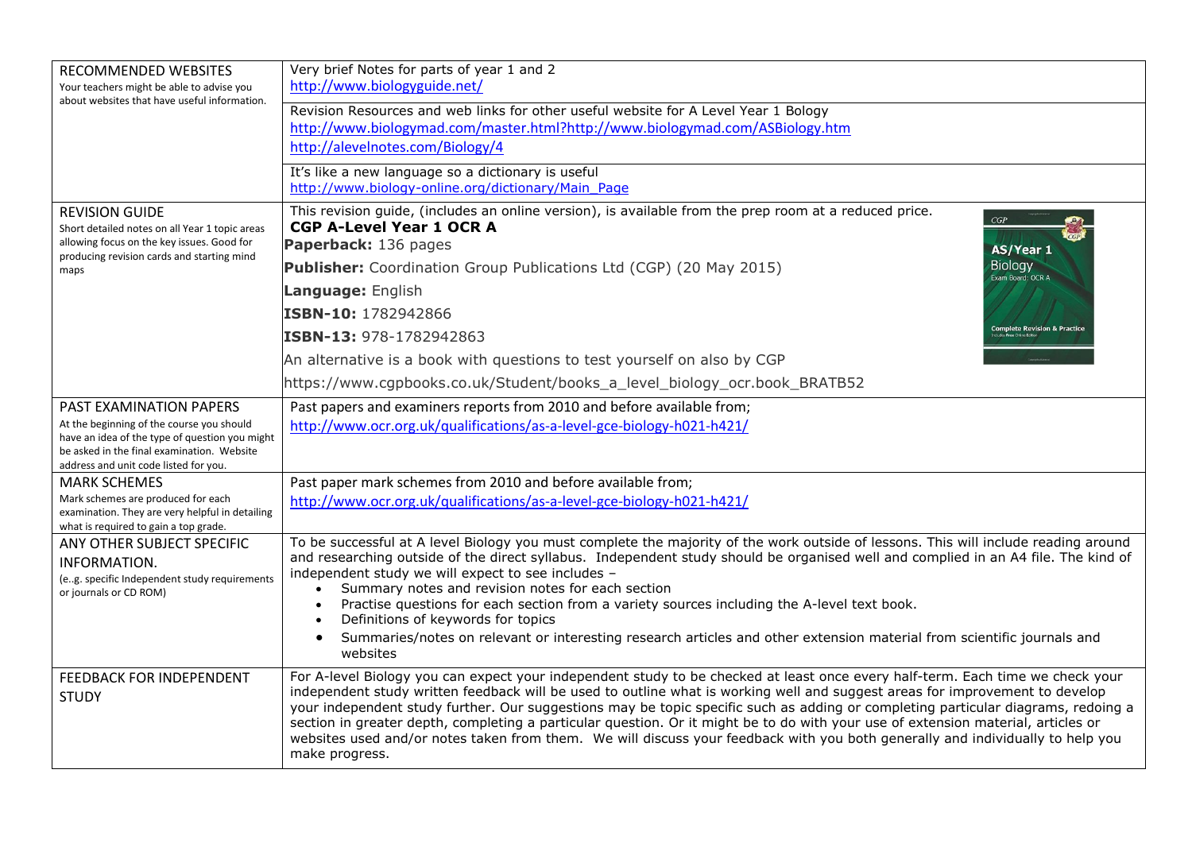| | |
|---|---|
| RECOMMENDED WEBSITES<br>Your teachers might be able to advise you about websites that have useful information. | Very brief Notes for parts of year 1 and 2<br>http://www.biologyguide.net/<br><br>Revision Resources and web links for other useful website for A Level Year 1 Bology<br>http://www.biologymad.com/master.html?http://www.biologymad.com/ASBiology.htm<br>http://alevelnotes.com/Biology/4<br><br>It's like a new language so a dictionary is useful<br>http://www.biology-online.org/dictionary/Main_Page |
| REVISION GUIDE<br>Short detailed notes on all Year 1 topic areas allowing focus on the key issues. Good for producing revision cards and starting mind maps | This revision guide, (includes an online version), is available from the prep room at a reduced price.<br>**CGP A-Level Year 1 OCR A**<br>**Paperback:** 136 pages<br>**Publisher:** Coordination Group Publications Ltd (CGP) (20 May 2015)<br>**Language:** English<br>**ISBN-10:** 1782942866<br>**ISBN-13:** 978-1782942863<br>An alternative is a book with questions to test yourself on also by CGP<br>https://www.cgpbooks.co.uk/Student/books_a_level_biology_ocr.book_BRATB52 |
| PAST EXAMINATION PAPERS<br>At the beginning of the course you should have an idea of the type of question you might be asked in the final examination. Website address and unit code listed for you. | Past papers and examiners reports from 2010 and before available from;<br>http://www.ocr.org.uk/qualifications/as-a-level-gce-biology-h021-h421/ |
| MARK SCHEMES<br>Mark schemes are produced for each examination. They are very helpful in detailing what is required to gain a top grade. | Past paper mark schemes from 2010 and before available from;<br>http://www.ocr.org.uk/qualifications/as-a-level-gce-biology-h021-h421/ |
| ANY OTHER SUBJECT SPECIFIC INFORMATION.<br>(e..g. specific Independent study requirements or journals or CD ROM) | To be successful at A level Biology you must complete the majority of the work outside of lessons. This will include reading around and researching outside of the direct syllabus. Independent study should be organised well and complied in an A4 file. The kind of independent study we will expect to see includes –<br>• Summary notes and revision notes for each section<br>• Practise questions for each section from a variety sources including the A-level text book.<br>• Definitions of keywords for topics<br>• Summaries/notes on relevant or interesting research articles and other extension material from scientific journals and websites |
| FEEDBACK FOR INDEPENDENT STUDY | For A-level Biology you can expect your independent study to be checked at least once every half-term. Each time we check your independent study written feedback will be used to outline what is working well and suggest areas for improvement to develop your independent study further. Our suggestions may be topic specific such as adding or completing particular diagrams, redoing a section in greater depth, completing a particular question. Or it might be to do with your use of extension material, articles or websites used and/or notes taken from them. We will discuss your feedback with you both generally and individually to help you make progress. |